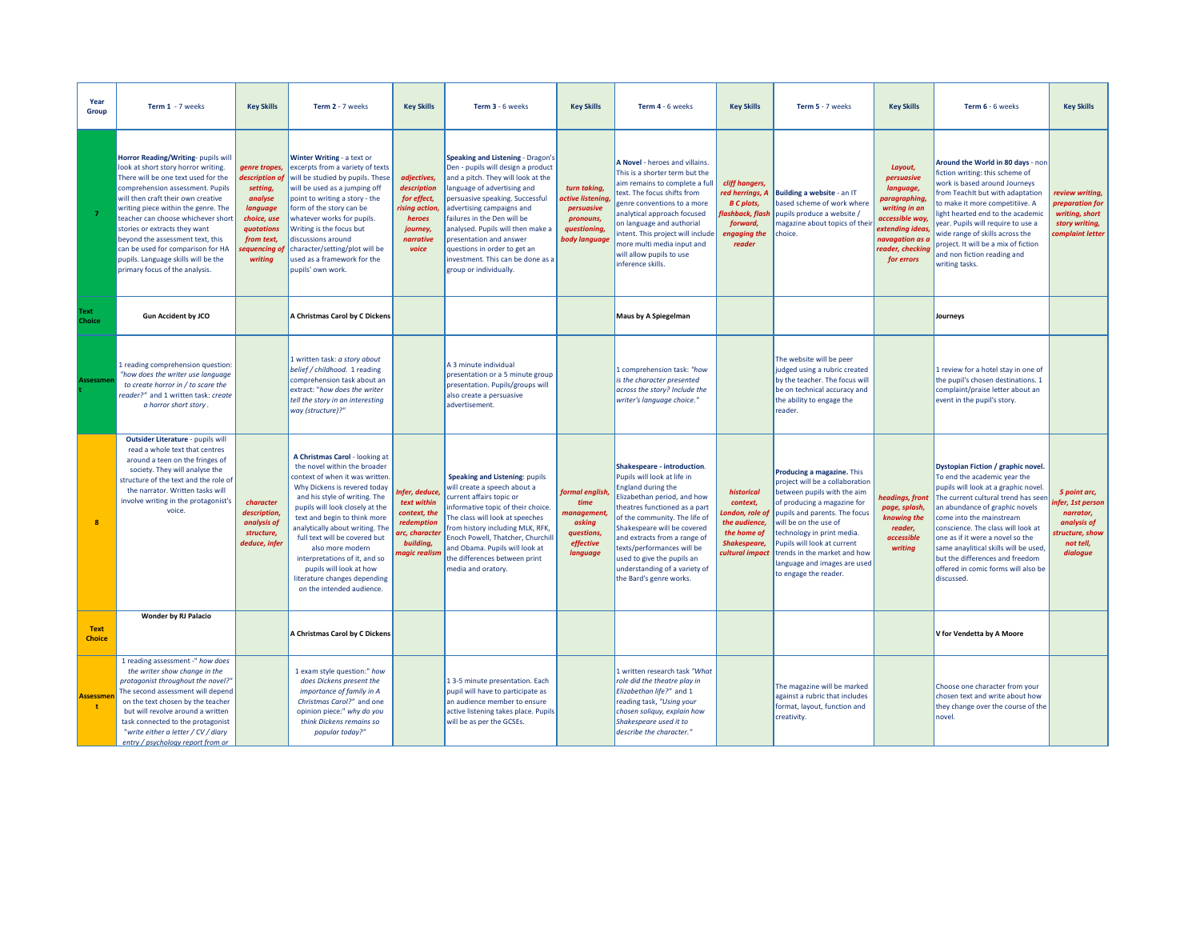| Year Group | Term 1 - 7 weeks | Key Skills | Term 2 - 7 weeks | Key Skills | Term 3 - 6 weeks | Key Skills | Term 4 - 6 weeks | Key Skills | Term 5 - 7 weeks | Key Skills | Term 6 - 6 weeks | Key Skills |
|---|---|---|---|---|---|---|---|---|---|---|---|---|
| 7 | **Horror Reading/Writing**- pupils will look at short story horror writing. There will be one text used for the comprehension assessment. Pupils will then craft their own creative writing piece within the genre. The teacher can choose whichever short stories or extracts they want beyond the assessment text, this can be used for comparison for HA pupils. Language skills will be the primary focus of the analysis. | *genre tropes, description of setting, analyse language choice, use quotations from text, sequencing of writing* | **Winter Writing** - a text or excerpts from a variety of texts will be studied by pupils. These will be used as a jumping off point to writing a story - the form of the story can be whatever works for pupils. Writing is the focus but discussions around character/setting/plot will be used as a framework for the pupils' own work. | *adjectives, description for effect, rising action, heroes journey, narrative voice* | **Speaking and Listening** - Dragon's Den - pupils will design a product and a pitch. They will look at the language of advertising and persuasive speaking. Successful advertising campaigns and failures in the Den will be analysed. Pupils will then make a presentation and answer questions in order to get an investment. This can be done as a group or individually. | *turn taking, active listening, persuasive pronouns, questioning, body language* | **A Novel** - heroes and villains. This is a shorter term but the aim remains to complete a full text. The focus shifts from genre conventions to a more analytical approach focused on language and authorial intent. This project will include more multi media input and will allow pupils to use inference skills. | *cliff hangers, red herrings, A B C plots, flashback, flash forward, engaging the reader* | **Building a website** - an IT based scheme of work where pupils produce a website / magazine about topics of their choice. | *Layout, persuasive language, paragraphing, writing in an accessible way, extending ideas, navagation as a reader, checking for errors* | **Around the World in 80 days** - non fiction writing: this scheme of work is based around Journeys from TeachIt but with adaptation to make it more competitiive. A light hearted end to the academic year. Pupils will require to use a wide range of skills across the project. It will be a mix of fiction and non fiction reading and writing tasks. | *review writing, preparation for writing, short story writing, complaint letter* |
| Text Choice | **Gun Accident by JCO** | | **A Christmas Carol by C Dickens** | | | | **Maus by A Spiegelman** | | | | **Journeys** | |
| Assessment | 1 reading comprehension question: *"how does the writer use language to create horror in / to scare the reader?"* and 1 written task: *create a horror short story*. | | 1 written task: *a story about belief / childhood.* 1 reading comprehension task about an extract: "*how does the writer tell the story in an interesting way (structure)?*" | | A 3 minute individual presentation or a 5 minute group presentation. Pupils/groups will also create a persuasive advertisement. | | 1 comprehension task: *"how is the character presented across the story? Include the writer's language choice."* | | The website will be peer judged using a rubric created by the teacher. The focus will be on technical accuracy and the ability to engage the reader. | | 1 review for a hotel stay in one of the pupil's chosen destinations. 1 complaint/praise letter about an event in the pupil's story. | |
| 8 | **Outsider Literature** - pupils will read a whole text that centres around a teen on the fringes of society. They will analyse the structure of the text and the role of the narrator. Written tasks will involve writing in the protagonist's voice. | *character description, analysis of structure, deduce, infer* | **A Christmas Carol** - looking at the novel within the broader context of when it was written. Why Dickens is revered today and his style of writing. The pupils will look closely at the text and begin to think more analytically about writing. The full text will be covered but also more modern interpretations of it, and so pupils will look at how literature changes depending on the intended audience. | *Infer, deduce, text within context, the redemption arc, character building, magic realism* | **Speaking and Listening**: pupils will create a speech about a current affairs topic or informative topic of their choice. The class will look at speeches from history including MLK, RFK, Enoch Powell, Thatcher, Churchill and Obama. Pupils will look at the differences between print media and oratory. | *formal english, time management, asking questions, effective language* | **Shakespeare - introduction**. Pupils will look at life in England during the Elizabethan period, and how theatres functioned as a part of the community. The life of Shakespeare will be covered and extracts from a range of texts/performances will be used to give the pupils an understanding of a variety of the Bard's genre works. | *historical context, London, role of the audience, the home of Shakespeare, cultural impact* | **Producing a magazine.** This project will be a collaboration between pupils with the aim of producing a magazine for pupils and parents. The focus will be on the use of technology in print media. Pupils will look at current trends in the market and how language and images are used to engage the reader. | *headings, front page, splash, knowing the reader, accessible writing* | **Dystopian Fiction / graphic novel.** To end the academic year the pupils will look at a graphic novel. The current cultural trend has seen an abundance of graphic novels come into the mainstream conscience. The class will look at one as if it were a novel so the same anaylitical skills will be used, but the differences and freedom offered in comic forms will also be discussed. | *5 point arc, infer, 1st person narrator, analysis of structure, show not tell, dialogue* |
| Text Choice | **Wonder by RJ Palacio** | | **A Christmas Carol by C Dickens** | | | | | | | | **V for Vendetta by A Moore** | |
| Assessment | 1 reading assessment -" *how does the writer show change in the protagonist throughout the novel?"* The second assessment will depend on the text chosen by the teacher but will revolve around a written task connected to the protagonist *"write either a letter / CV / diary entry / psychology report from or* | | 1 exam style question:" *how does Dickens present the importance of family in A Christmas Carol?"* and one opinion piece:" *why do you think Dickens remains so popular today?"* | | 1 3-5 minute presentation. Each pupil will have to participate as an audience member to ensure active listening takes place. Pupils will be as per the GCSEs. | | 1 written research task *"What role did the theatre play in Elizabethan life?"* and 1 reading task, *"Using your chosen soliquy, explain how Shakespeare used it to describe the character."* | | The magazine will be marked against a rubric that includes format, layout, function and creativity. | | Choose one character from your chosen text and write about how they change over the course of the novel. | |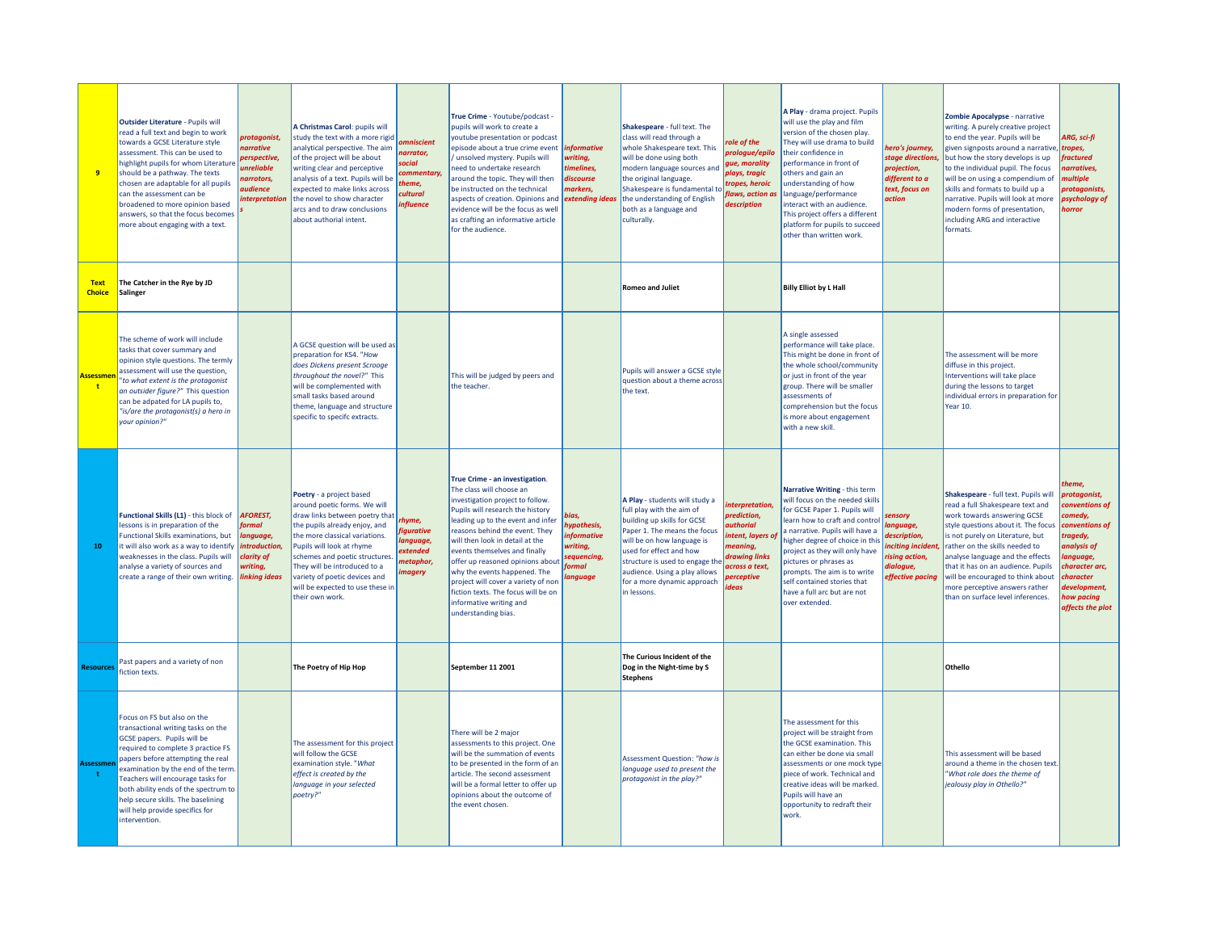| 9 | **Outsider Literature** - Pupils will read a full text and begin to work towards a GCSE Literature style assessment. This can be used to highlight pupils for whom Literature should be a pathway. The texts chosen are adaptable for all pupils can the assessment can be broadened to more opinion based answers, so that the focus becomes more about engaging with a text. | *protagonist, narrative perspective, unreliable narrotors, audience interpretations* | **A Christmas Carol**: pupils will study the text with a more rigid analytical perspective. The aim of the project will be about writing clear and perceptive analysis of a text. Pupils will be expected to make links across the novel to show character arcs and to draw conclusions about authorial intent. | *omniscient narrator, social commentary, theme, cultural influence* | **True Crime** - Youtube/podcast - pupils will work to create a youtube presentation or podcast episode about a true crime event / unsolved mystery. Pupils will need to undertake research around the topic. They will then be instructed on the technical aspects of creation. Opinions and evidence will be the focus as well as crafting an informative article for the audience. | *informative writing, timelines, discourse markers, extending ideas* | **Shakespeare** - full text. The class will read through a whole Shakespeare text. This will be done using both modern language sources and the original language. Shakespeare is fundamental to the understanding of English both as a language and culturally. | *role of the prologue/epilogue, morality plays, tragic tropes, heroic flaws, action as description* | **A Play** - drama project. Pupils will use the play and film version of the chosen play. They will use drama to build their confidence in performance in front of others and gain an understanding of how language/performance interact with an audience. This project offers a different platform for pupils to succeed other than written work. | *hero's journey, stage directions, projection, different to a text, focus on action* | **Zombie Apocalypse** - narrative writing. A purely creative project to end the year. Pupils will be given signposts around a narrative, but how the story develops is up to the individual pupil. The focus will be on using a compendium of skills and formats to build up a narrative. Pupils will look at more modern forms of presentation, including ARG and interactive formats. | *ARG, sci-fi tropes, fractured narratives, multiple protagonists, psychology of horror* |
|---|---|---|---|---|---|---|---|---|---|---|---|---|
| **Text Choice** | **The Catcher in the Rye by JD Salinger** | | | | | | **Romeo and Juliet** | | **Billy Elliot by L Hall** | | | |
| **Assessment** | The scheme of work will include tasks that cover summary and opinion style questions. The termly assessment will use the question, *"to what extent is the protagonist an outsider figure?"* This question can be adpated for LA pupils to, *"is/are the protagonist(s) a hero in your opinion?"* | | A GCSE question will be used as preparation for KS4. *"How does Dickens present Scrooge throughout the novel?"* This will be complemented with small tasks based around theme, language and structure specific to specifc extracts. | | This will be judged by peers and the teacher. | | Pupils will answer a GCSE style question about a theme across the text. | | A single assessed performance will take place. This might be done in front of the whole school/community or just in front of the year group. There will be smaller assessments of comprehension but the focus is more about engagement with a new skill. | | The assessment will be more diffuse in this project. Interventions will take place during the lessons to target individual errors in preparation for Year 10. | |
| **10** | **Functional Skills (L1)** - this block of lessons is in preparation of the Functional Skills examinations, but it will also work as a way to identify weaknesses in the class. Pupils will analyse a variety of sources and create a range of their own writing. | *AFOREST, formal language, introduction, clarity of writing, linking ideas* | **Poetry** - a project based around poetic forms. We will draw links between poetry that the pupils already enjoy, and the more classical variations. Pupils will look at rhyme schemes and poetic structures. They will be introduced to a variety of poetic devices and will be expected to use these in their own work. | *rhyme, figurative language, extended metaphor, imagery* | **True Crime - an investigation**. The class will choose an investigation project to follow. Pupils will research the history leading up to the event and infer reasons behind the event. They will then look in detail at the events themselves and finally offer up reasoned opinions about why the events happened. The project will cover a variety of non fiction texts. The focus will be on informative writing and understanding bias. | *bias, hypothesis, informative writing, sequencing, formal language* | **A Play** - students will study a full play with the aim of building up skills for GCSE Paper 1. The means the focus will be on how language is used for effect and how structure is used to engage the audience. Using a play allows for a more dynamic approach in lessons. | *interpretation, prediction, authorial intent, layers of meaning, drawing links across a text, perceptive ideas* | **Narrative Writing** - this term will focus on the needed skills for GCSE Paper 1. Pupils will learn how to craft and control a narrative. Pupils will have a higher degree of choice in this project as they will only have pictures or phrases as prompts. The aim is to write self contained stories that have a full arc but are not over extended. | *sensory language, description, inciting incident, rising action, dialogue, effective pacing* | **Shakespeare** - full text. Pupils will read a full Shakespeare text and work towards answering GCSE style questions about it. The focus is not purely on Literature, but rather on the skills needed to analyse language and the effects that it has on an audience. Pupils will be encouraged to think about more perceptive answers rather than on surface level inferences. | *theme, protagonist, conventions of comedy, conventions of tragedy, analysis of language, character arc, character development, how pacing affects the plot* |
| **Resources** | Past papers and a variety of non fiction texts. | | **The Poetry of Hip Hop** | | **September 11 2001** | | **The Curious Incident of the Dog in the Night-time by S Stephens** | | | | **Othello** | |
| **Assessment** | Focus on FS but also on the transactional writing tasks on the GCSE papers. Pupils will be required to complete 3 practice FS papers before attempting the real examination by the end of the term. Teachers will encourage tasks for both ability ends of the spectrum to help secure skills. The baselining will help provide specifics for intervention. | | The assessment for this project will follow the GCSE examination style. *"What effect is created by the language in your selected poetry?"* | | There will be 2 major assessments to this project. One will be the summation of events to be presented in the form of an article. The second assessment will be a formal letter to offer up opinions about the outcome of the event chosen. | | Assessment Question: *"how is language used to present the protagonist in the play?"* | | The assessment for this project will be straight from the GCSE examination. This can either be done via small assessments or one mock type piece of work. Technical and creative ideas will be marked. Pupils will have an opportunity to redraft their work. | | This assessment will be based around a theme in the chosen text. *"What role does the theme of jealousy play in Othello?"* | |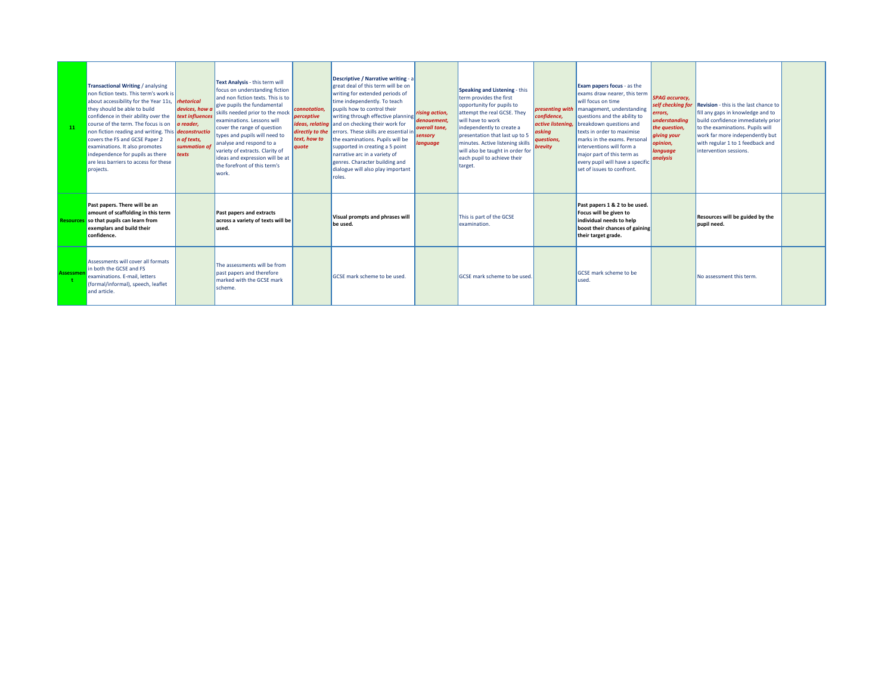| | | | | | | | | | | | | |
|---|---|---|---|---|---|---|---|---|---|---|---|---|
| 11 | **Transactional Writing** / analysing non fiction texts. This term's work is about accessibility for the Year 11s, they should be able to build confidence in their ability over the course of the term. The focus is on non fiction reading and writing. This covers the FS and GCSE Paper 2 examinations. It also promotes independence for pupils as there are less barriers to access for these projects. | *rhetorical devices, how a text influences a reader, deconstruction of texts, summation of texts* | **Text Analysis** - this term will focus on understanding fiction and non fiction texts. This is to give pupils the fundamental skills needed prior to the mock examinations. Lessons will cover the range of question types and pupils will need to analyse and respond to a variety of extracts. Clarity of ideas and expression will be at the forefront of this term's work. | *connotation, perceptive ideas, relating directly to the text, how to quote* | **Descriptive / Narrative writing** - a great deal of this term will be on writing for extended periods of time independently. To teach pupils how to control their writing through effective planning and on checking their work for errors. These skills are essential in the examinations. Pupils will be supported in creating a 5 point narrative arc in a variety of genres. Character building and dialogue will also play important roles. | *rising action, denouement, overall tone, sensory language* | **Speaking and Listening** - this term provides the first opportunity for pupils to attempt the real GCSE. They will have to work independently to create a presentation that last up to 5 minutes. Active listening skills will also be taught in order for each pupil to achieve their target. | *presenting with confidence, active listening, asking questions, brevity* | **Exam papers focus** - as the exams draw nearer, this term will focus on time management, understanding questions and the ability to breakdown questions and texts in order to maximise marks in the exams. Personal interventions will form a major part of this term as every pupil will have a specific set of issues to confront. | *SPAG accuracy, self checking for errors, understanding the question, giving your opinion, language analysis* | **Revision** - this is the last chance to fill any gaps in knowledge and to build confidence immediately prior to the examinations. Pupils will work far more independently but with regular 1 to 1 feedback and intervention sessions. | |
| Resources | **Past papers. There will be an amount of scaffolding in this term so that pupils can learn from exemplars and build their confidence.** | | **Past papers and extracts across a variety of texts will be used.** | | **Visual prompts and phrases will be used.** | | This is part of the GCSE examination. | | **Past papers 1 & 2 to be used. Focus will be given to individual needs to help boost their chances of gaining their target grade.** | | **Resources will be guided by the pupil need.** | |
| Assessment | Assessments will cover all formats in both the GCSE and FS examinations. E-mail, letters (formal/informal), speech, leaflet and article. | | The assessments will be from past papers and therefore marked with the GCSE mark scheme. | | GCSE mark scheme to be used. | | GCSE mark scheme to be used. | | GCSE mark scheme to be used. | | No assessment this term. | |